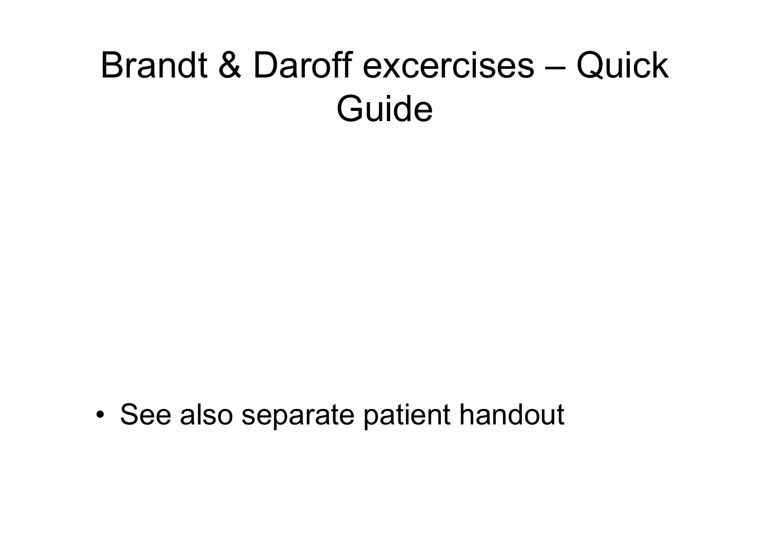# Brandt & Daroff excercises – Quick Guide

- See also separate patient handout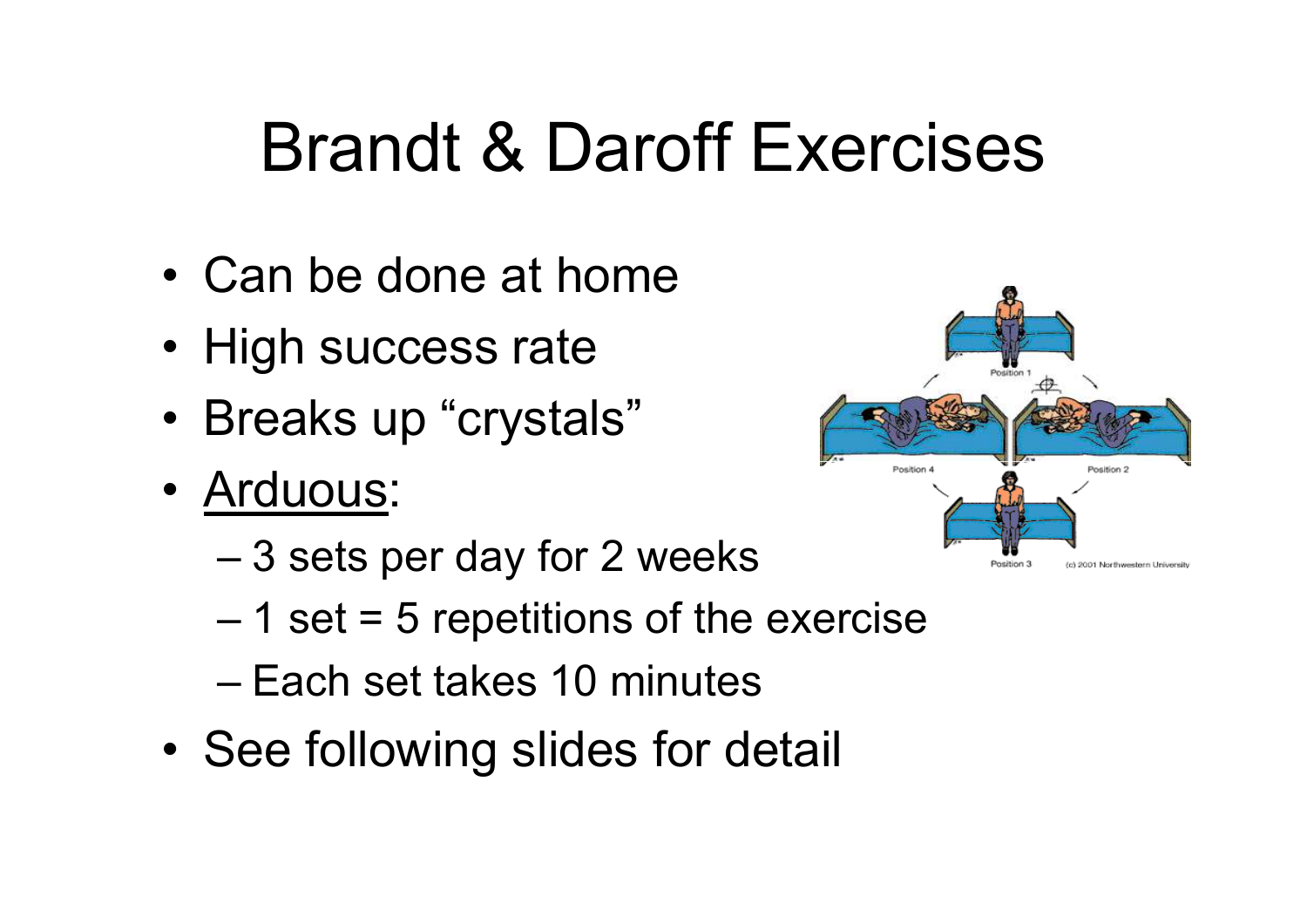# Brandt & Daroff Exercises

- Can be done at home
- High success rate
- Breaks up “crystals”
- <u>Arduous</u>:
  - 3 sets per day for 2 weeks
  - 1 set = 5 repetitions of the exercise
  - Each set takes 10 minutes
- See following slides for detail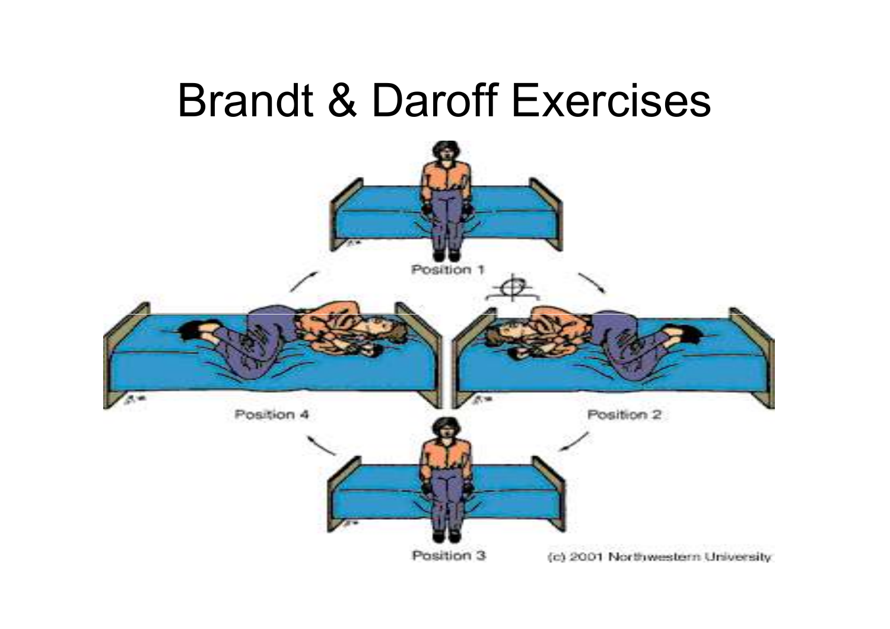# Brandt & Daroff Exercises

Position 1

Position 2

Position 3

Position 4

(c) 2001 Northwestern University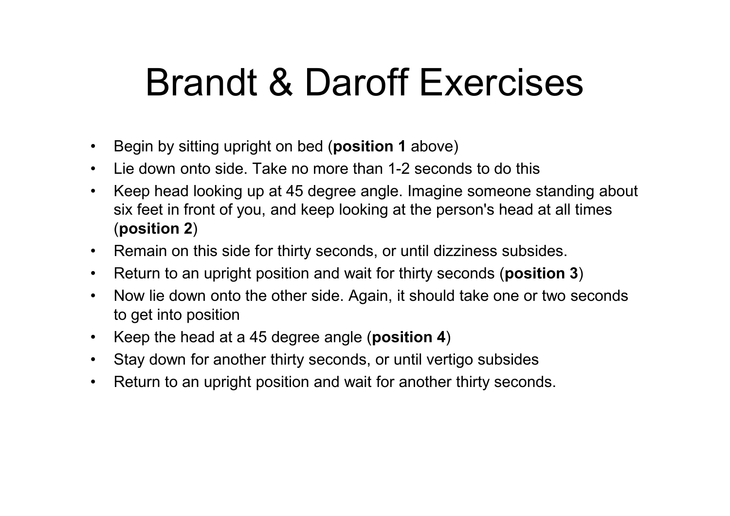# Brandt & Daroff Exercises

- Begin by sitting upright on bed (**position 1** above)
- Lie down onto side. Take no more than 1-2 seconds to do this
- Keep head looking up at 45 degree angle. Imagine someone standing about six feet in front of you, and keep looking at the person's head at all times (**position 2**)
- Remain on this side for thirty seconds, or until dizziness subsides.
- Return to an upright position and wait for thirty seconds (**position 3**)
- Now lie down onto the other side. Again, it should take one or two seconds to get into position
- Keep the head at a 45 degree angle (**position 4**)
- Stay down for another thirty seconds, or until vertigo subsides
- Return to an upright position and wait for another thirty seconds.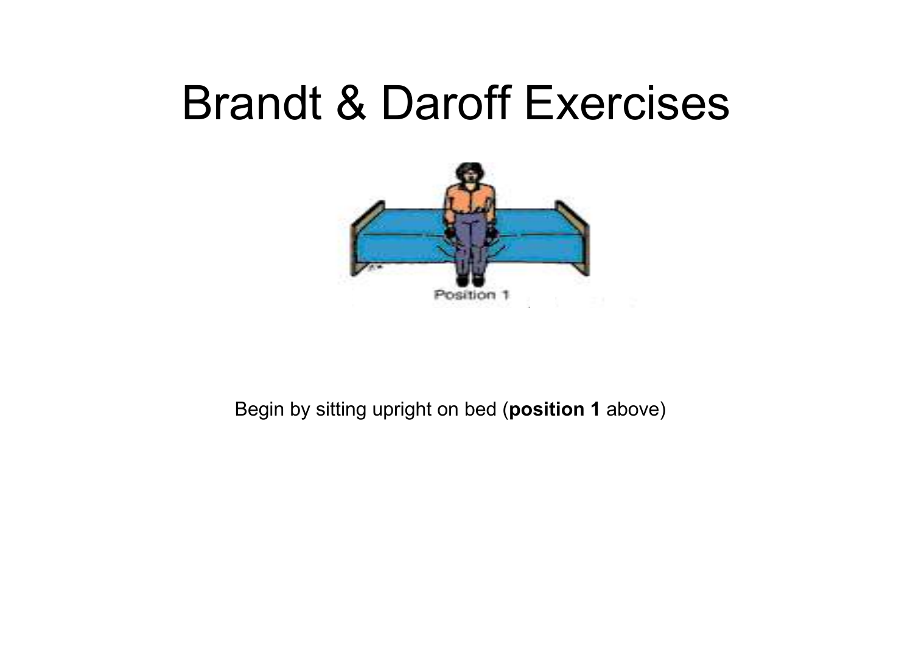# Brandt & Daroff Exercises

Begin by sitting upright on bed (**position 1** above)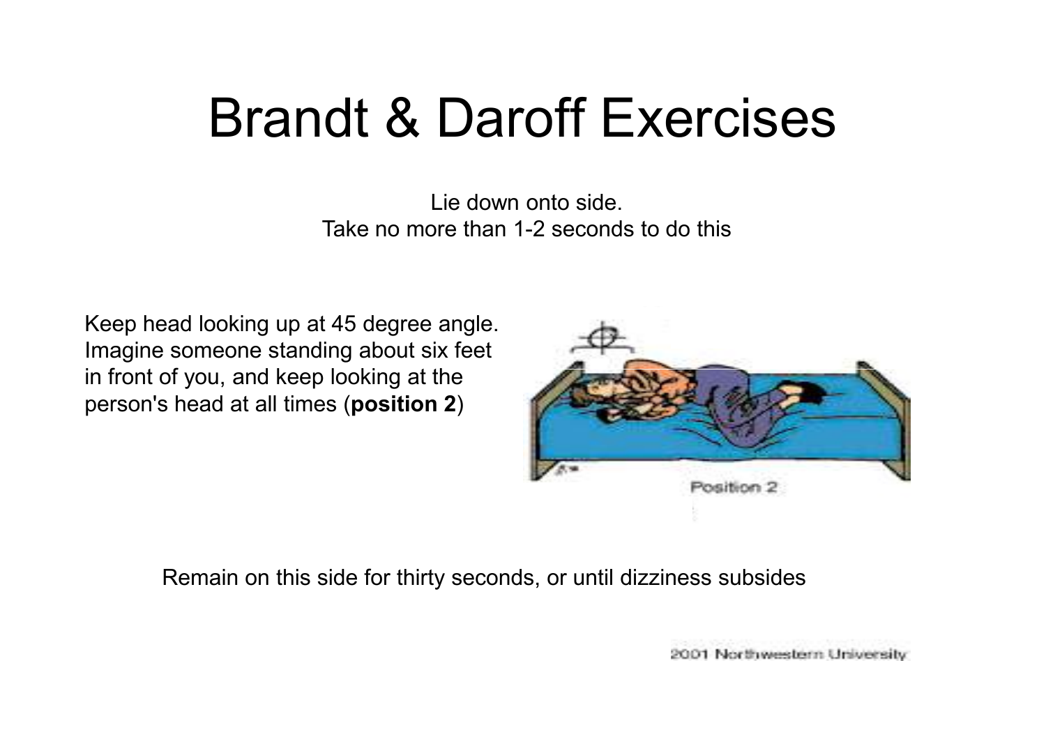# Brandt & Daroff Exercises

Lie down onto side.
Take no more than 1-2 seconds to do this

Keep head looking up at 45 degree angle. Imagine someone standing about six feet in front of you, and keep looking at the person's head at all times (**position 2**)

Position 2

Remain on this side for thirty seconds, or until dizziness subsides

2001 Northwestern University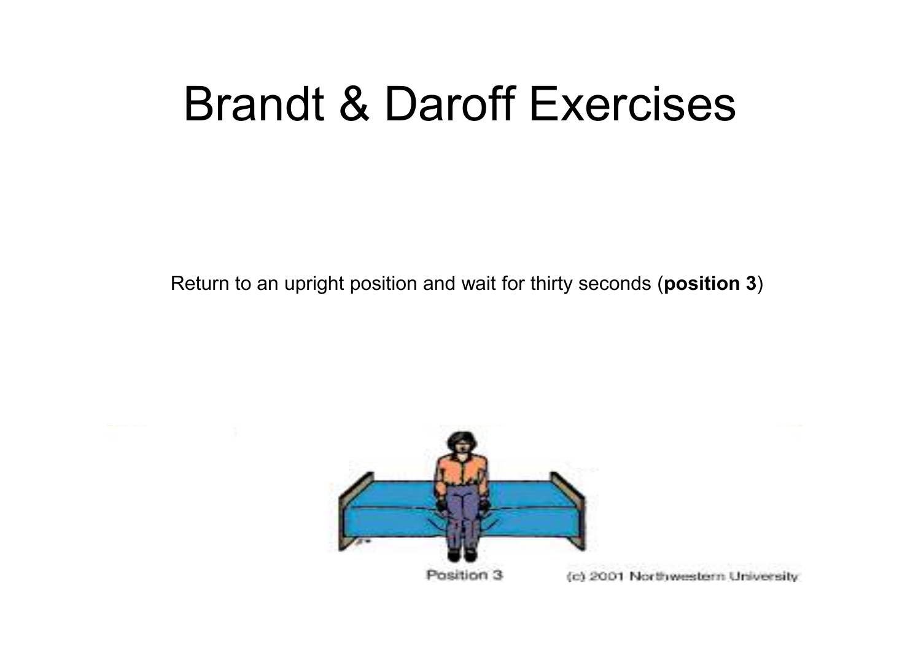# Brandt & Daroff Exercises

Return to an upright position and wait for thirty seconds (**position 3**)

Position 3

(c) 2001 Northwestern University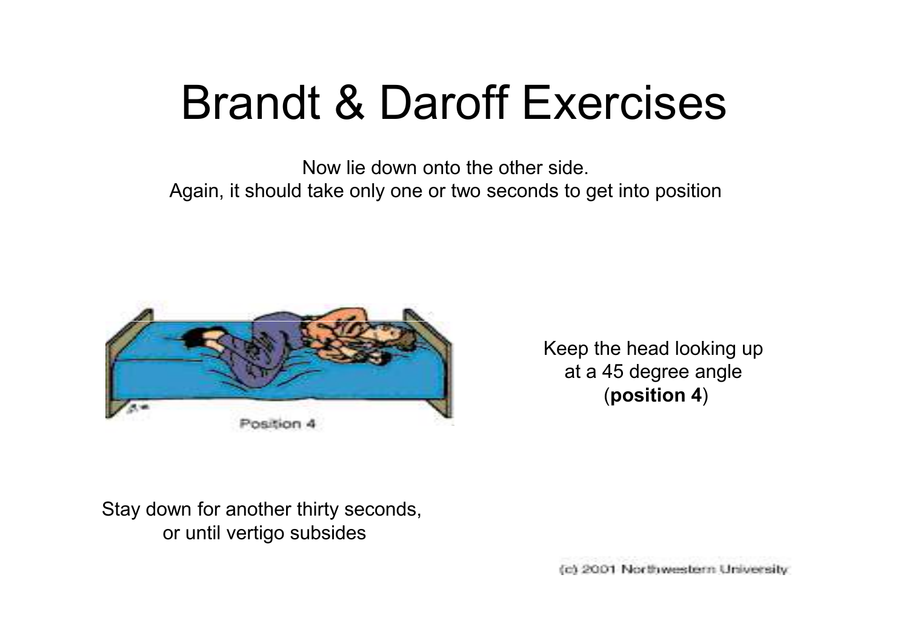# Brandt & Daroff Exercises

Now lie down onto the other side.
Again, it should take only one or two seconds to get into position

Position 4

Keep the head looking up at a 45 degree angle (**position 4**)

Stay down for another thirty seconds, or until vertigo subsides

(c) 2001 Northwestern University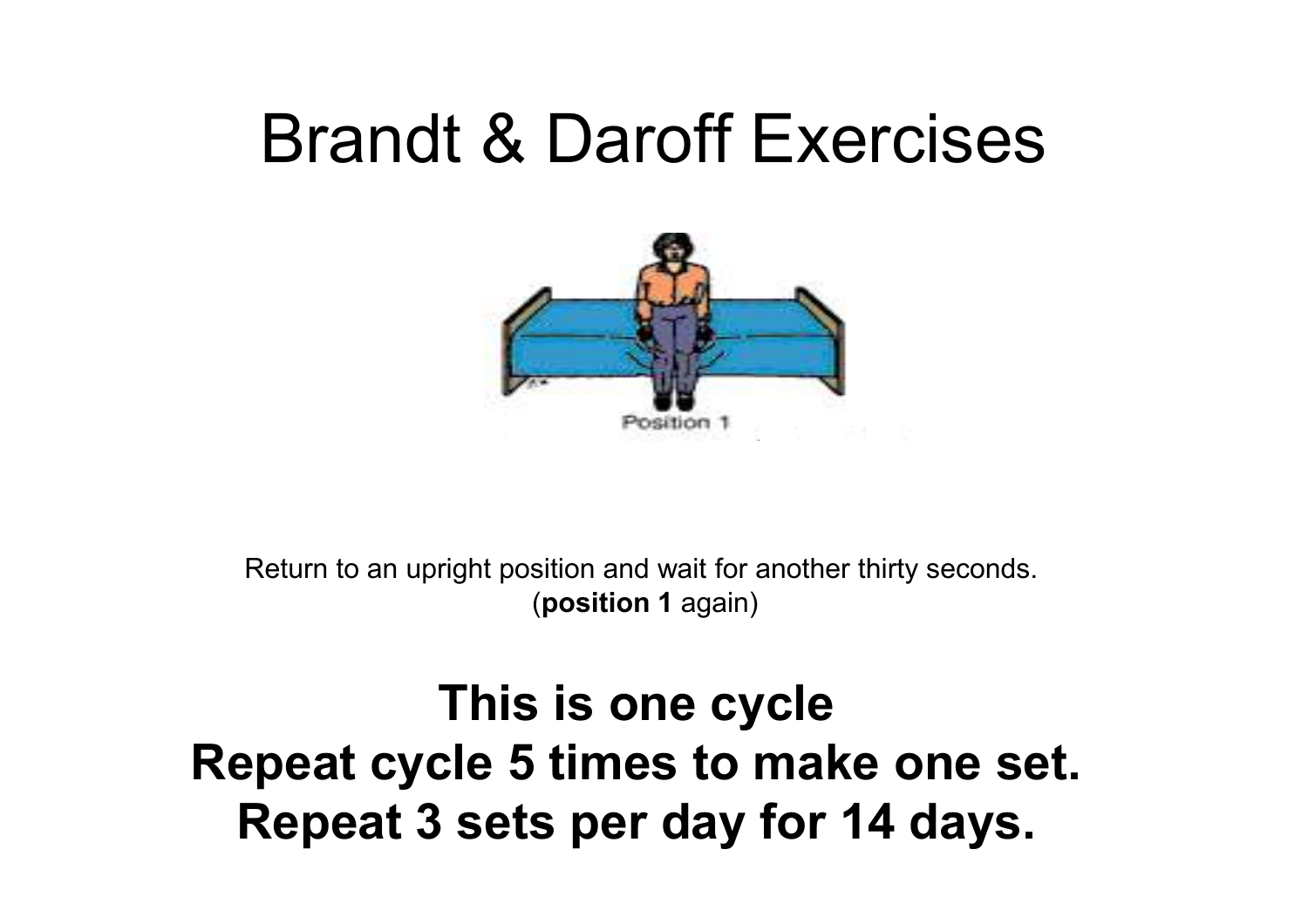# Brandt & Daroff Exercises

Position 1

Return to an upright position and wait for another thirty seconds.
(**position 1** again)

**This is one cycle**
**Repeat cycle 5 times to make one set.**
**Repeat 3 sets per day for 14 days.**